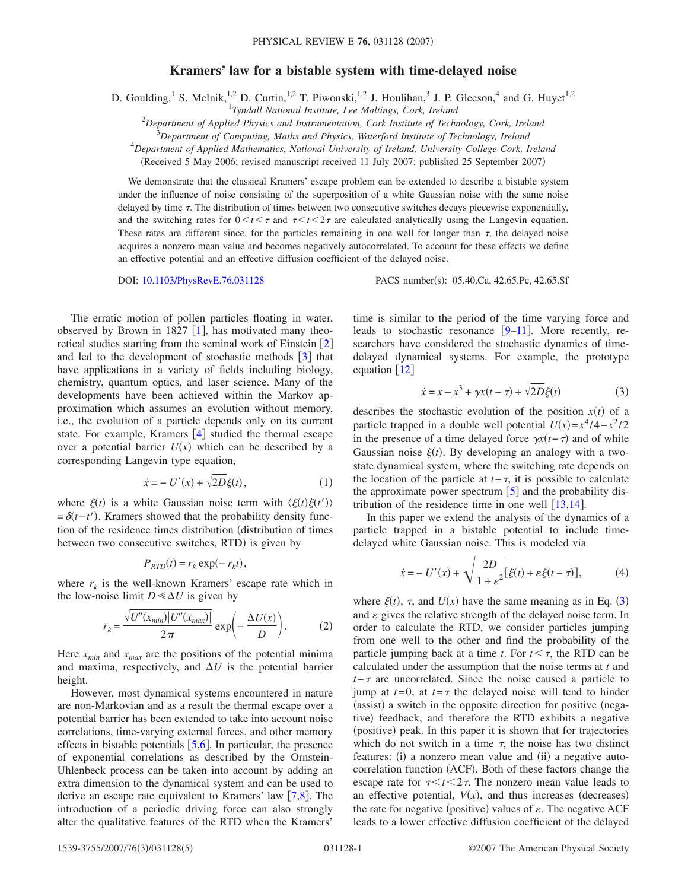# Kramers' law for a bistable system with time-delayed noise

D. Goulding,[1] S. Melnik,[1,2] D. Curtin,[1,2] T. Piwonski,[1,2] J. Houlihan,[3] J. P. Gleeson,[4] and G. Huyet[1,2]

[1] *Tyndall National Institute, Lee Maltings, Cork, Ireland*

[2] *Department of Applied Physics and Instrumentation, Cork Institute of Technology, Cork, Ireland*

[3] *Department of Computing, Maths and Physics, Waterford Institute of Technology, Ireland*

[4] *Department of Applied Mathematics, National University of Ireland, University College Cork, Ireland*

(Received 5 May 2006; revised manuscript received 11 July 2007; published 25 September 2007)

We demonstrate that the classical Kramers' escape problem can be extended to describe a bistable system under the influence of noise consisting of the superposition of a white Gaussian noise with the same noise delayed by time $\tau$. The distribution of times between two consecutive switches decays piecewise exponentially, and the switching rates for $0<t<\tau$ and $\tau<t<2\tau$ are calculated analytically using the Langevin equation. These rates are different since, for the particles remaining in one well for longer than $\tau$, the delayed noise acquires a nonzero mean value and becomes negatively autocorrelated. To account for these effects we define an effective potential and an effective diffusion coefficient of the delayed noise.

DOI: 10.1103/PhysRevE.76.031128 PACS number(s): 05.40.Ca, 42.65.Pc, 42.65.Sf

The erratic motion of pollen particles floating in water, observed by Brown in 1827 [1], has motivated many theoretical studies starting from the seminal work of Einstein [2] and led to the development of stochastic methods [3] that have applications in a variety of fields including biology, chemistry, quantum optics, and laser science. Many of the developments have been achieved within the Markov approximation which assumes an evolution without memory, i.e., the evolution of a particle depends only on its current state. For example, Kramers [4] studied the thermal escape over a potential barrier $U(x)$ which can be described by a corresponding Langevin type equation,

$$\dot{x} = -U'(x) + \sqrt{2D}\xi(t), \tag{1}$$

where $\xi(t)$ is a white Gaussian noise term with $\langle \xi(t)\xi(t')\rangle = \delta(t-t')$. Kramers showed that the probability density function of the residence times distribution (distribution of times between two consecutive switches, RTD) is given by

$$P_{RTD}(t) = r_k \exp(-r_k t),$$

where $r_k$ is the well-known Kramers' escape rate which in the low-noise limit $D \ll \Delta U$ is given by

$$r_k = \frac{\sqrt{U''(x_{min})|U''(x_{max})|}}{2\pi}\exp\left(-\frac{\Delta U(x)}{D}\right). \tag{2}$$

Here $x_{min}$ and $x_{max}$ are the positions of the potential minima and maxima, respectively, and $\Delta U$ is the potential barrier height.

However, most dynamical systems encountered in nature are non-Markovian and as a result the thermal escape over a potential barrier has been extended to take into account noise correlations, time-varying external forces, and other memory effects in bistable potentials [5,6]. In particular, the presence of exponential correlations as described by the Ornstein-Uhlenbeck process can be taken into account by adding an extra dimension to the dynamical system and can be used to derive an escape rate equivalent to Kramers' law [7,8]. The introduction of a periodic driving force can also strongly alter the qualitative features of the RTD when the Kramers' time is similar to the period of the time varying force and leads to stochastic resonance [9–11]. More recently, researchers have considered the stochastic dynamics of time-delayed dynamical systems. For example, the prototype equation [12]

$$\dot{x} = x - x^3 + \gamma x(t-\tau) + \sqrt{2D}\xi(t) \tag{3}$$

describes the stochastic evolution of the position $x(t)$ of a particle trapped in a double well potential $U(x) = x^4/4 - x^2/2$ in the presence of a time delayed force $\gamma x(t-\tau)$ and of white Gaussian noise $\xi(t)$. By developing an analogy with a two-state dynamical system, where the switching rate depends on the location of the particle at $t-\tau$, it is possible to calculate the approximate power spectrum [5] and the probability distribution of the residence time in one well [13,14].

In this paper we extend the analysis of the dynamics of a particle trapped in a bistable potential to include time-delayed white Gaussian noise. This is modeled via

$$\dot{x} = -U'(x) + \sqrt{\frac{2D}{1+\varepsilon^2}}[\xi(t) + \varepsilon\xi(t-\tau)], \tag{4}$$

where $\xi(t)$, $\tau$, and $U(x)$ have the same meaning as in Eq. (3) and $\varepsilon$ gives the relative strength of the delayed noise term. In order to calculate the RTD, we consider particles jumping from one well to the other and find the probability of the particle jumping back at a time $t$. For $t<\tau$, the RTD can be calculated under the assumption that the noise terms at $t$ and $t-\tau$ are uncorrelated. Since the noise caused a particle to jump at $t=0$, at $t=\tau$ the delayed noise will tend to hinder (assist) a switch in the opposite direction for positive (negative) feedback, and therefore the RTD exhibits a negative (positive) peak. In this paper it is shown that for trajectories which do not switch in a time $\tau$, the noise has two distinct features: (i) a nonzero mean value and (ii) a negative autocorrelation function (ACF). Both of these factors change the escape rate for $\tau<t<2\tau$. The nonzero mean value leads to an effective potential, $V(x)$, and thus increases (decreases) the rate for negative (positive) values of $\varepsilon$. The negative ACF leads to a lower effective diffusion coefficient of the delayed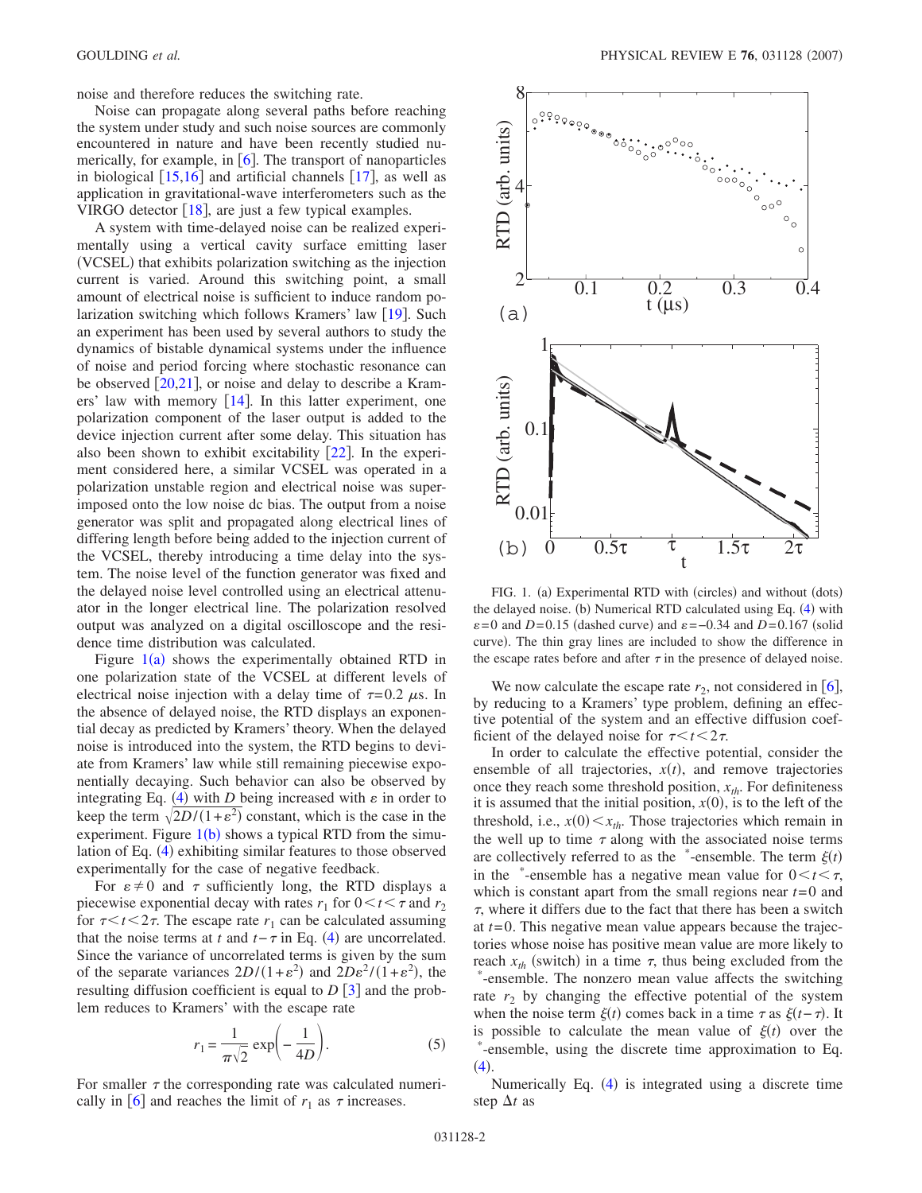noise and therefore reduces the switching rate.

Noise can propagate along several paths before reaching the system under study and such noise sources are commonly encountered in nature and have been recently studied numerically, for example, in [6]. The transport of nanoparticles in biological [15,16] and artificial channels [17], as well as application in gravitational-wave interferometers such as the VIRGO detector [18], are just a few typical examples.

A system with time-delayed noise can be realized experimentally using a vertical cavity surface emitting laser (VCSEL) that exhibits polarization switching as the injection current is varied. Around this switching point, a small amount of electrical noise is sufficient to induce random polarization switching which follows Kramers' law [19]. Such an experiment has been used by several authors to study the dynamics of bistable dynamical systems under the influence of noise and period forcing where stochastic resonance can be observed [20,21], or noise and delay to describe a Kramers' law with memory [14]. In this latter experiment, one polarization component of the laser output is added to the device injection current after some delay. This situation has also been shown to exhibit excitability [22]. In the experiment considered here, a similar VCSEL was operated in a polarization unstable region and electrical noise was superimposed onto the low noise dc bias. The output from a noise generator was split and propagated along electrical lines of differing length before being added to the injection current of the VCSEL, thereby introducing a time delay into the system. The noise level of the function generator was fixed and the delayed noise level controlled using an electrical attenuator in the longer electrical line. The polarization resolved output was analyzed on a digital oscilloscope and the residence time distribution was calculated.

Figure 1(a) shows the experimentally obtained RTD in one polarization state of the VCSEL at different levels of electrical noise injection with a delay time of $\tau=0.2$ $\mu$s. In the absence of delayed noise, the RTD displays an exponential decay as predicted by Kramers' theory. When the delayed noise is introduced into the system, the RTD begins to deviate from Kramers' law while still remaining piecewise exponentially decaying. Such behavior can also be observed by integrating Eq. (4) with $D$ being increased with $\varepsilon$ in order to keep the term $\sqrt{2D/(1+\varepsilon^2)}$ constant, which is the case in the experiment. Figure 1(b) shows a typical RTD from the simulation of Eq. (4) exhibiting similar features to those observed experimentally for the case of negative feedback.

For $\varepsilon \neq 0$ and $\tau$ sufficiently long, the RTD displays a piecewise exponential decay with rates $r_1$ for $0<t<\tau$ and $r_2$ for $\tau<t<2\tau$. The escape rate $r_1$ can be calculated assuming that the noise terms at $t$ and $t-\tau$ in Eq. (4) are uncorrelated. Since the variance of uncorrelated terms is given by the sum of the separate variances $2D/(1+\varepsilon^2)$ and $2D\varepsilon^2/(1+\varepsilon^2)$, the resulting diffusion coefficient is equal to $D$ [3] and the problem reduces to Kramers' with the escape rate

$$r_1 = \frac{1}{\pi\sqrt{2}} \exp\left(-\frac{1}{4D}\right). \tag{5}$$

For smaller $\tau$ the corresponding rate was calculated numerically in [6] and reaches the limit of $r_1$ as $\tau$ increases.

FIG. 1. (a) Experimental RTD with (circles) and without (dots) the delayed noise. (b) Numerical RTD calculated using Eq. (4) with $\varepsilon=0$ and $D=0.15$ (dashed curve) and $\varepsilon=-0.34$ and $D=0.167$ (solid curve). The thin gray lines are included to show the difference in the escape rates before and after $\tau$ in the presence of delayed noise.

We now calculate the escape rate $r_2$, not considered in [6], by reducing to a Kramers' type problem, defining an effective potential of the system and an effective diffusion coefficient of the delayed noise for $\tau<t<2\tau$.

In order to calculate the effective potential, consider the ensemble of all trajectories, $x(t)$, and remove trajectories once they reach some threshold position, $x_{th}$. For definiteness it is assumed that the initial position, $x(0)$, is to the left of the threshold, i.e., $x(0)<x_{th}$. Those trajectories which remain in the well up to time $\tau$ along with the associated noise terms are collectively referred to as the $^*$-ensemble. The term $\xi(t)$ in the $^*$-ensemble has a negative mean value for $0<t<\tau$, which is constant apart from the small regions near $t=0$ and $\tau$, where it differs due to the fact that there has been a switch at $t=0$. This negative mean value appears because the trajectories whose noise has positive mean value are more likely to reach $x_{th}$ (switch) in a time $\tau$, thus being excluded from the $^*$-ensemble. The nonzero mean value affects the switching rate $r_2$ by changing the effective potential of the system when the noise term $\xi(t)$ comes back in a time $\tau$ as $\xi(t-\tau)$. It is possible to calculate the mean value of $\xi(t)$ over the $^*$-ensemble, using the discrete time approximation to Eq. (4).

Numerically Eq. (4) is integrated using a discrete time step $\Delta t$ as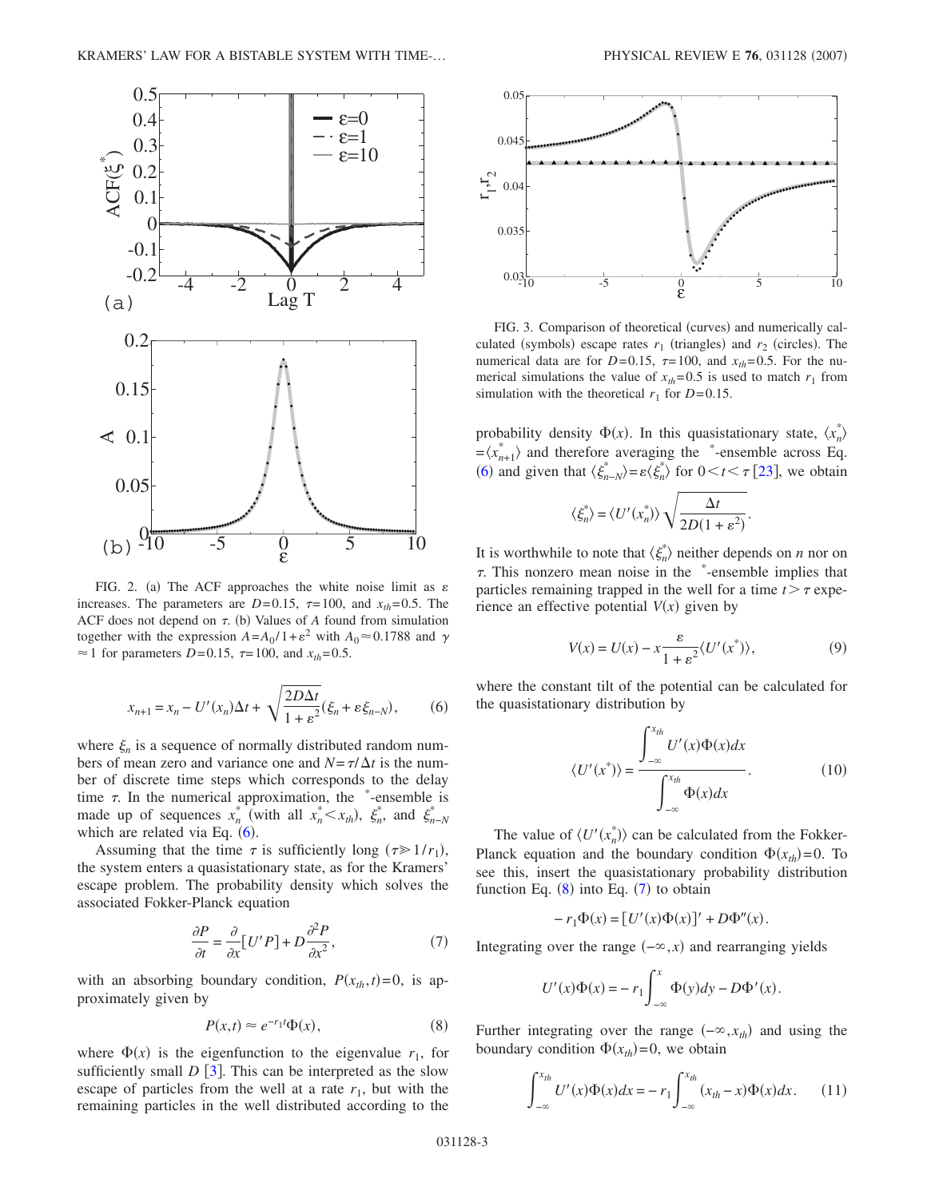FIG. 2. (a) The ACF approaches the white noise limit as $\varepsilon$ increases. The parameters are $D=0.15$, $\tau=100$, and $x_{th}=0.5$. The ACF does not depend on $\tau$. (b) Values of $A$ found from simulation together with the expression $A=A_0/1+\varepsilon^2$ with $A_0\approx 0.1788$ and $\gamma \approx 1$ for parameters $D=0.15$, $\tau=100$, and $x_{th}=0.5$.

$$x_{n+1} = x_n - U'(x_n)\Delta t + \sqrt{\frac{2D\Delta t}{1+\varepsilon^2}}(\xi_n + \varepsilon \xi_{n-N}), \qquad (6)$$

where $\xi_n$ is a sequence of normally distributed random numbers of mean zero and variance one and $N=\tau/\Delta t$ is the number of discrete time steps which corresponds to the delay time $\tau$. In the numerical approximation, the $^*$-ensemble is made up of sequences $x_n^*$ (with all $x_n^* < x_{th}$), $\xi_n^*$, and $\xi_{n-N}^*$ which are related via Eq. (6).

Assuming that the time $\tau$ is sufficiently long ($\tau \gg 1/r_1$), the system enters a quasistationary state, as for the Kramers' escape problem. The probability density which solves the associated Fokker-Planck equation

$$\frac{\partial P}{\partial t} = \frac{\partial}{\partial x}[U'P] + D\frac{\partial^2 P}{\partial x^2}, \qquad (7)$$

with an absorbing boundary condition, $P(x_{th},t)=0$, is approximately given by

$$P(x,t) \approx e^{-r_1 t}\Phi(x), \qquad (8)$$

where $\Phi(x)$ is the eigenfunction to the eigenvalue $r_1$, for sufficiently small $D$ [3]. This can be interpreted as the slow escape of particles from the well at a rate $r_1$, but with the remaining particles in the well distributed according to the

FIG. 3. Comparison of theoretical (curves) and numerically calculated (symbols) escape rates $r_1$ (triangles) and $r_2$ (circles). The numerical data are for $D=0.15$, $\tau=100$, and $x_{th}=0.5$. For the numerical simulations the value of $x_{th}=0.5$ is used to match $r_1$ from simulation with the theoretical $r_1$ for $D=0.15$.

probability density $\Phi(x)$. In this quasistationary state, $\langle x_n^*\rangle = \langle x_{n+1}^*\rangle$ and therefore averaging the $^*$-ensemble across Eq. (6) and given that $\langle \xi_{n-N}^*\rangle = \varepsilon\langle \xi_n^*\rangle$ for $0<t<\tau$ [23], we obtain

$$\langle \xi_n^*\rangle = \langle U'(x_n^*)\rangle \sqrt{\frac{\Delta t}{2D(1+\varepsilon^2)}}.$$

It is worthwhile to note that $\langle \xi_n^*\rangle$ neither depends on $n$ nor on $\tau$. This nonzero mean noise in the $^*$-ensemble implies that particles remaining trapped in the well for a time $t>\tau$ experience an effective potential $V(x)$ given by

$$V(x) = U(x) - x\frac{\varepsilon}{1+\varepsilon^2}\langle U'(x^*)\rangle, \qquad (9)$$

where the constant tilt of the potential can be calculated for the quasistationary distribution by

$$\langle U'(x^*)\rangle = \frac{\int_{-\infty}^{x_{th}} U'(x)\Phi(x)dx}{\int_{-\infty}^{x_{th}} \Phi(x)dx}. \qquad (10)$$

The value of $\langle U'(x_n^*)\rangle$ can be calculated from the Fokker-Planck equation and the boundary condition $\Phi(x_{th})=0$. To see this, insert the quasistationary probability distribution function Eq. (8) into Eq. (7) to obtain

$$-r_1\Phi(x) = [U'(x)\Phi(x)]' + D\Phi''(x).$$

Integrating over the range $(-\infty, x)$ and rearranging yields

$$U'(x)\Phi(x) = -r_1\int_{-\infty}^{x}\Phi(y)dy - D\Phi'(x).$$

Further integrating over the range $(-\infty, x_{th})$ and using the boundary condition $\Phi(x_{th})=0$, we obtain

$$\int_{-\infty}^{x_{th}} U'(x)\Phi(x)dx = -r_1\int_{-\infty}^{x_{th}}(x_{th}-x)\Phi(x)dx. \qquad (11)$$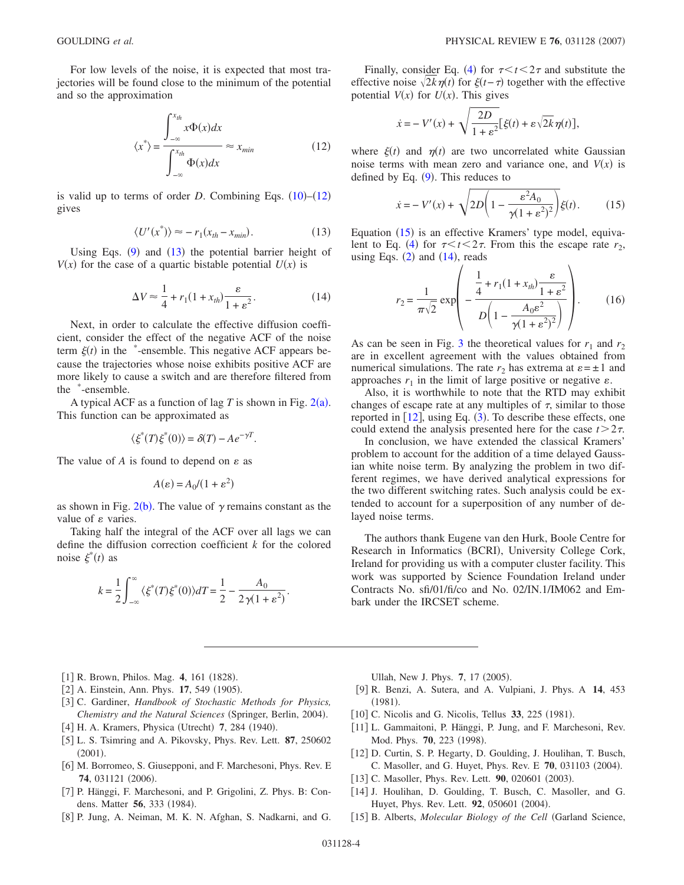For low levels of the noise, it is expected that most trajectories will be found close to the minimum of the potential and so the approximation

$$\langle x^* \rangle = \frac{\int_{-\infty}^{x_{th}} x\Phi(x)dx}{\int_{-\infty}^{x_{th}} \Phi(x)dx} \approx x_{min} \tag{12}$$

is valid up to terms of order $D$. Combining Eqs. (10)–(12) gives

$$\langle U'(x^*) \rangle \approx - r_1(x_{th} - x_{min}). \tag{13}$$

Using Eqs. (9) and (13) the potential barrier height of $V(x)$ for the case of a quartic bistable potential $U(x)$ is

$$\Delta V \approx \frac{1}{4} + r_1(1 + x_{th})\frac{\varepsilon}{1+\varepsilon^2}. \tag{14}$$

Next, in order to calculate the effective diffusion coefficient, consider the effect of the negative ACF of the noise term $\xi(t)$ in the $^*$-ensemble. This negative ACF appears because the trajectories whose noise exhibits positive ACF are more likely to cause a switch and are therefore filtered from the $^*$-ensemble.

A typical ACF as a function of lag $T$ is shown in Fig. 2(a). This function can be approximated as

$$\langle \xi^*(T)\xi^*(0) \rangle = \delta(T) - Ae^{-\gamma T}.$$

The value of $A$ is found to depend on $\varepsilon$ as

$$A(\varepsilon) = A_0/(1+\varepsilon^2)$$

as shown in Fig. 2(b). The value of $\gamma$ remains constant as the value of $\varepsilon$ varies.

Taking half the integral of the ACF over all lags we can define the diffusion correction coefficient $k$ for the colored noise $\xi^*(t)$ as

$$k = \frac{1}{2}\int_{-\infty}^{\infty} \langle \xi^*(T)\xi^*(0) \rangle dT = \frac{1}{2} - \frac{A_0}{2\gamma(1+\varepsilon^2)}.$$

Finally, consider Eq. (4) for $\tau < t < 2\tau$ and substitute the effective noise $\sqrt{2k}\eta(t)$ for $\xi(t-\tau)$ together with the effective potential $V(x)$ for $U(x)$. This gives

$$\dot{x} = - V'(x) + \sqrt{\frac{2D}{1+\varepsilon^2}}[\xi(t) + \varepsilon\sqrt{2k}\eta(t)],$$

where $\xi(t)$ and $\eta(t)$ are two uncorrelated white Gaussian noise terms with mean zero and variance one, and $V(x)$ is defined by Eq. (9). This reduces to

$$\dot{x} = - V'(x) + \sqrt{2D\left(1 - \frac{\varepsilon^2 A_0}{\gamma(1+\varepsilon^2)^2}\right)}\xi(t). \tag{15}$$

Equation (15) is an effective Kramers' type model, equivalent to Eq. (4) for $\tau < t < 2\tau$. From this the escape rate $r_2$, using Eqs. (2) and (14), reads

$$r_2 = \frac{1}{\pi\sqrt{2}} \exp\left( - \frac{\frac{1}{4} + r_1(1+x_{th})\frac{\varepsilon}{1+\varepsilon^2}}{D\left(1 - \frac{A_0\varepsilon^2}{\gamma(1+\varepsilon^2)^2}\right)} \right). \tag{16}$$

As can be seen in Fig. 3 the theoretical values for $r_1$ and $r_2$ are in excellent agreement with the values obtained from numerical simulations. The rate $r_2$ has extrema at $\varepsilon = \pm 1$ and approaches $r_1$ in the limit of large positive or negative $\varepsilon$.

Also, it is worthwhile to note that the RTD may exhibit changes of escape rate at any multiples of $\tau$, similar to those reported in [12], using Eq. (3). To describe these effects, one could extend the analysis presented here for the case $t > 2\tau$.

In conclusion, we have extended the classical Kramers' problem to account for the addition of a time delayed Gaussian white noise term. By analyzing the problem in two different regimes, we have derived analytical expressions for the two different switching rates. Such analysis could be extended to account for a superposition of any number of delayed noise terms.

The authors thank Eugene van den Hurk, Boole Centre for Research in Informatics (BCRI), University College Cork, Ireland for providing us with a computer cluster facility. This work was supported by Science Foundation Ireland under Contracts No. sfi/01/fi/co and No. 02/IN.1/IM062 and Embark under the IRCSET scheme.

---

[1] R. Brown, Philos. Mag. **4**, 161 (1828).
[2] A. Einstein, Ann. Phys. **17**, 549 (1905).
[3] C. Gardiner, *Handbook of Stochastic Methods for Physics, Chemistry and the Natural Sciences* (Springer, Berlin, 2004).
[4] H. A. Kramers, Physica (Utrecht) **7**, 284 (1940).
[5] L. S. Tsimring and A. Pikovsky, Phys. Rev. Lett. **87**, 250602 (2001).
[6] M. Borromeo, S. Giusepponi, and F. Marchesoni, Phys. Rev. E **74**, 031121 (2006).
[7] P. Hänggi, F. Marchesoni, and P. Grigolini, Z. Phys. B: Condens. Matter **56**, 333 (1984).
[8] P. Jung, A. Neiman, M. K. N. Afghan, S. Nadkarni, and G. Ullah, New J. Phys. **7**, 17 (2005).
[9] R. Benzi, A. Sutera, and A. Vulpiani, J. Phys. A **14**, 453 (1981).
[10] C. Nicolis and G. Nicolis, Tellus **33**, 225 (1981).
[11] L. Gammaitoni, P. Hänggi, P. Jung, and F. Marchesoni, Rev. Mod. Phys. **70**, 223 (1998).
[12] D. Curtin, S. P. Hegarty, D. Goulding, J. Houlihan, T. Busch, C. Masoller, and G. Huyet, Phys. Rev. E **70**, 031103 (2004).
[13] C. Masoller, Phys. Rev. Lett. **90**, 020601 (2003).
[14] J. Houlihan, D. Goulding, T. Busch, C. Masoller, and G. Huyet, Phys. Rev. Lett. **92**, 050601 (2004).
[15] B. Alberts, *Molecular Biology of the Cell* (Garland Science,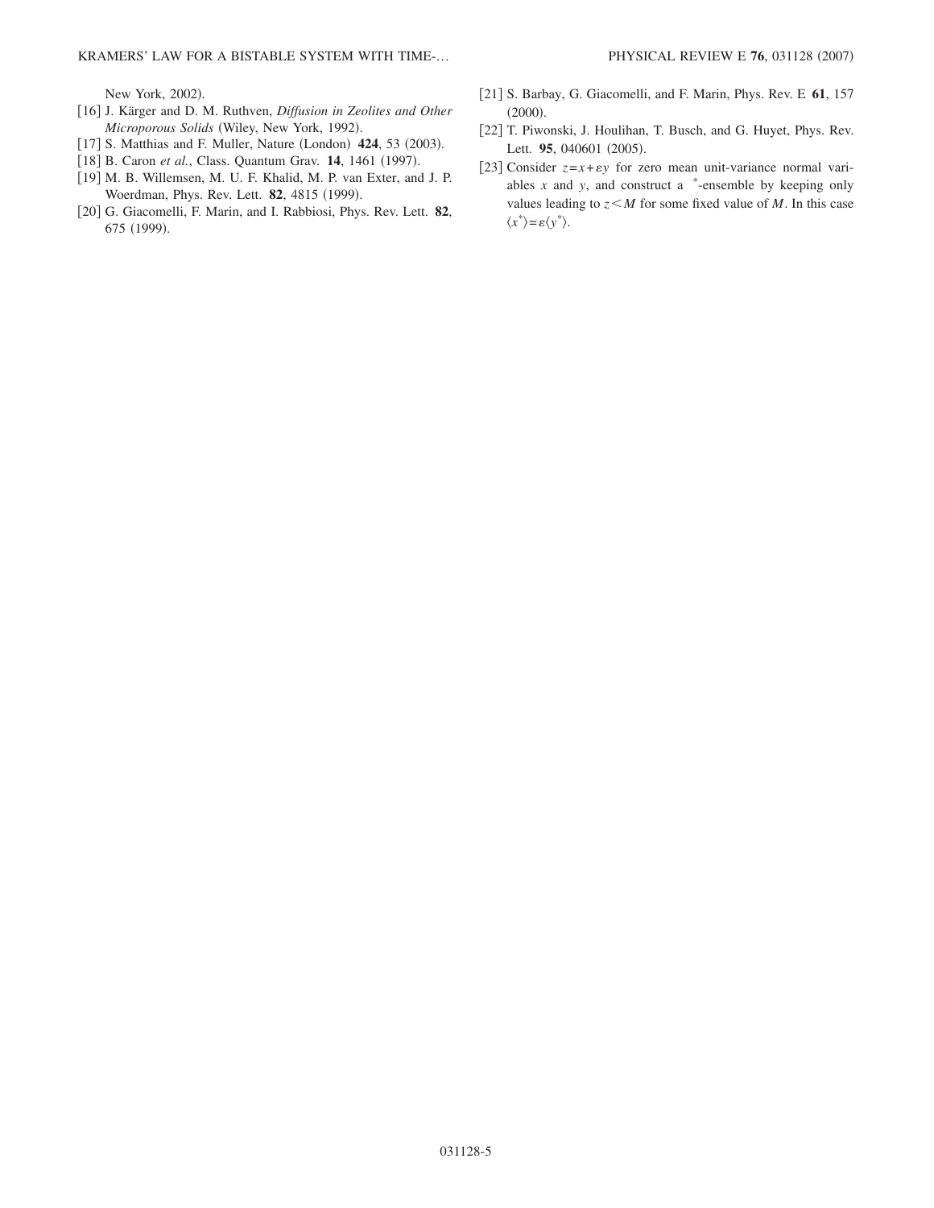New York, 2002).

[16] J. Kärger and D. M. Ruthven, *Diffusion in Zeolites and Other Microporous Solids* (Wiley, New York, 1992).

[17] S. Matthias and F. Muller, Nature (London) **424**, 53 (2003).

[18] B. Caron *et al.*, Class. Quantum Grav. **14**, 1461 (1997).

[19] M. B. Willemsen, M. U. F. Khalid, M. P. van Exter, and J. P. Woerdman, Phys. Rev. Lett. **82**, 4815 (1999).

[20] G. Giacomelli, F. Marin, and I. Rabbiosi, Phys. Rev. Lett. **82**, 675 (1999).

[21] S. Barbay, G. Giacomelli, and F. Marin, Phys. Rev. E **61**, 157 (2000).

[22] T. Piwonski, J. Houlihan, T. Busch, and G. Huyet, Phys. Rev. Lett. **95**, 040601 (2005).

[23] Consider $z=x+\varepsilon y$ for zero mean unit-variance normal variables $x$ and $y$, and construct a $^{*}$-ensemble by keeping only values leading to $z<M$ for some fixed value of $M$. In this case $\langle x^{*}\rangle=\varepsilon\langle y^{*}\rangle$.